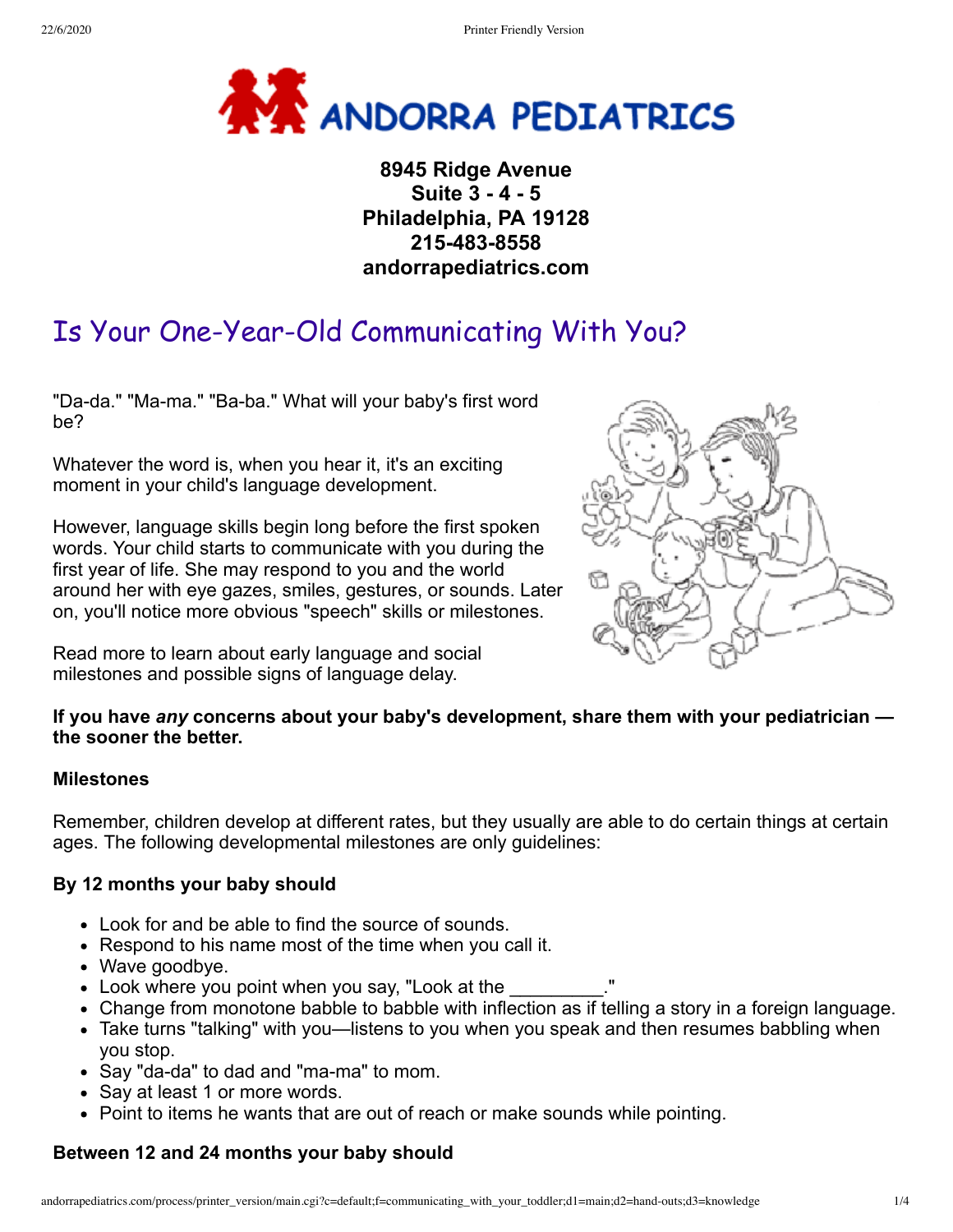# ANDORRA PEDIATRICS

**8945 Ridge Avenue**
**Suite 3 - 4 - 5**
**Philadelphia, PA 19128**
**215-483-8558**
**andorrapediatrics.com**

## Is Your One-Year-Old Communicating With You?

"Da-da." "Ma-ma." "Ba-ba." What will your baby's first word be?

Whatever the word is, when you hear it, it's an exciting moment in your child's language development.

However, language skills begin long before the first spoken words. Your child starts to communicate with you during the first year of life. She may respond to you and the world around her with eye gazes, smiles, gestures, or sounds. Later on, you'll notice more obvious "speech" skills or milestones.

Read more to learn about early language and social milestones and possible signs of language delay.

**If you have *any* concerns about your baby's development, share them with your pediatrician — the sooner the better.**

### Milestones

Remember, children develop at different rates, but they usually are able to do certain things at certain ages. The following developmental milestones are only guidelines:

#### By 12 months your baby should

- Look for and be able to find the source of sounds.
- Respond to his name most of the time when you call it.
- Wave goodbye.
- Look where you point when you say, "Look at the _________."
- Change from monotone babble to babble with inflection as if telling a story in a foreign language.
- Take turns "talking" with you—listens to you when you speak and then resumes babbling when you stop.
- Say "da-da" to dad and "ma-ma" to mom.
- Say at least 1 or more words.
- Point to items he wants that are out of reach or make sounds while pointing.

#### Between 12 and 24 months your baby should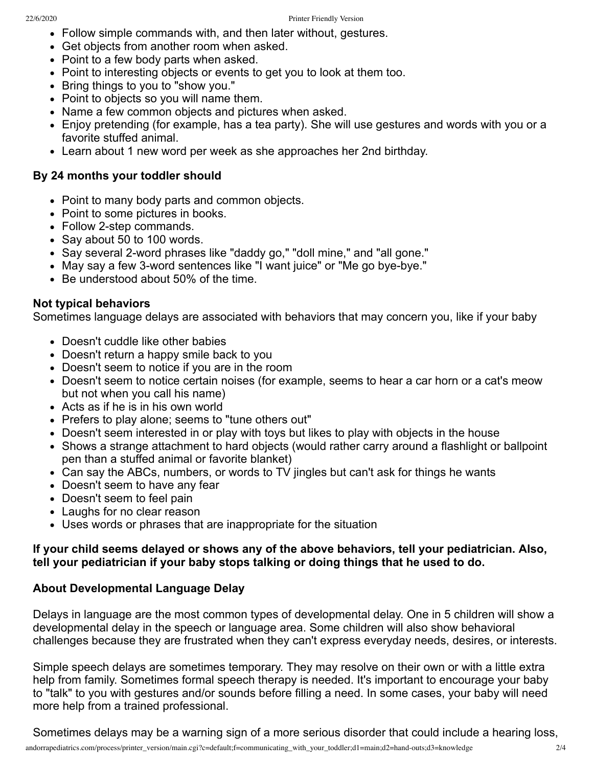- Follow simple commands with, and then later without, gestures.
- Get objects from another room when asked.
- Point to a few body parts when asked.
- Point to interesting objects or events to get you to look at them too.
- Bring things to you to "show you."
- Point to objects so you will name them.
- Name a few common objects and pictures when asked.
- Enjoy pretending (for example, has a tea party). She will use gestures and words with you or a favorite stuffed animal.
- Learn about 1 new word per week as she approaches her 2nd birthday.

**By 24 months your toddler should**

- Point to many body parts and common objects.
- Point to some pictures in books.
- Follow 2-step commands.
- Say about 50 to 100 words.
- Say several 2-word phrases like "daddy go," "doll mine," and "all gone."
- May say a few 3-word sentences like "I want juice" or "Me go bye-bye."
- Be understood about 50% of the time.

**Not typical behaviors**
Sometimes language delays are associated with behaviors that may concern you, like if your baby

- Doesn't cuddle like other babies
- Doesn't return a happy smile back to you
- Doesn't seem to notice if you are in the room
- Doesn't seem to notice certain noises (for example, seems to hear a car horn or a cat's meow but not when you call his name)
- Acts as if he is in his own world
- Prefers to play alone; seems to "tune others out"
- Doesn't seem interested in or play with toys but likes to play with objects in the house
- Shows a strange attachment to hard objects (would rather carry around a flashlight or ballpoint pen than a stuffed animal or favorite blanket)
- Can say the ABCs, numbers, or words to TV jingles but can't ask for things he wants
- Doesn't seem to have any fear
- Doesn't seem to feel pain
- Laughs for no clear reason
- Uses words or phrases that are inappropriate for the situation

**If your child seems delayed or shows any of the above behaviors, tell your pediatrician. Also, tell your pediatrician if your baby stops talking or doing things that he used to do.**

**About Developmental Language Delay**

Delays in language are the most common types of developmental delay. One in 5 children will show a developmental delay in the speech or language area. Some children will also show behavioral challenges because they are frustrated when they can't express everyday needs, desires, or interests.

Simple speech delays are sometimes temporary. They may resolve on their own or with a little extra help from family. Sometimes formal speech therapy is needed. It's important to encourage your baby to "talk" to you with gestures and/or sounds before filling a need. In some cases, your baby will need more help from a trained professional.

Sometimes delays may be a warning sign of a more serious disorder that could include a hearing loss,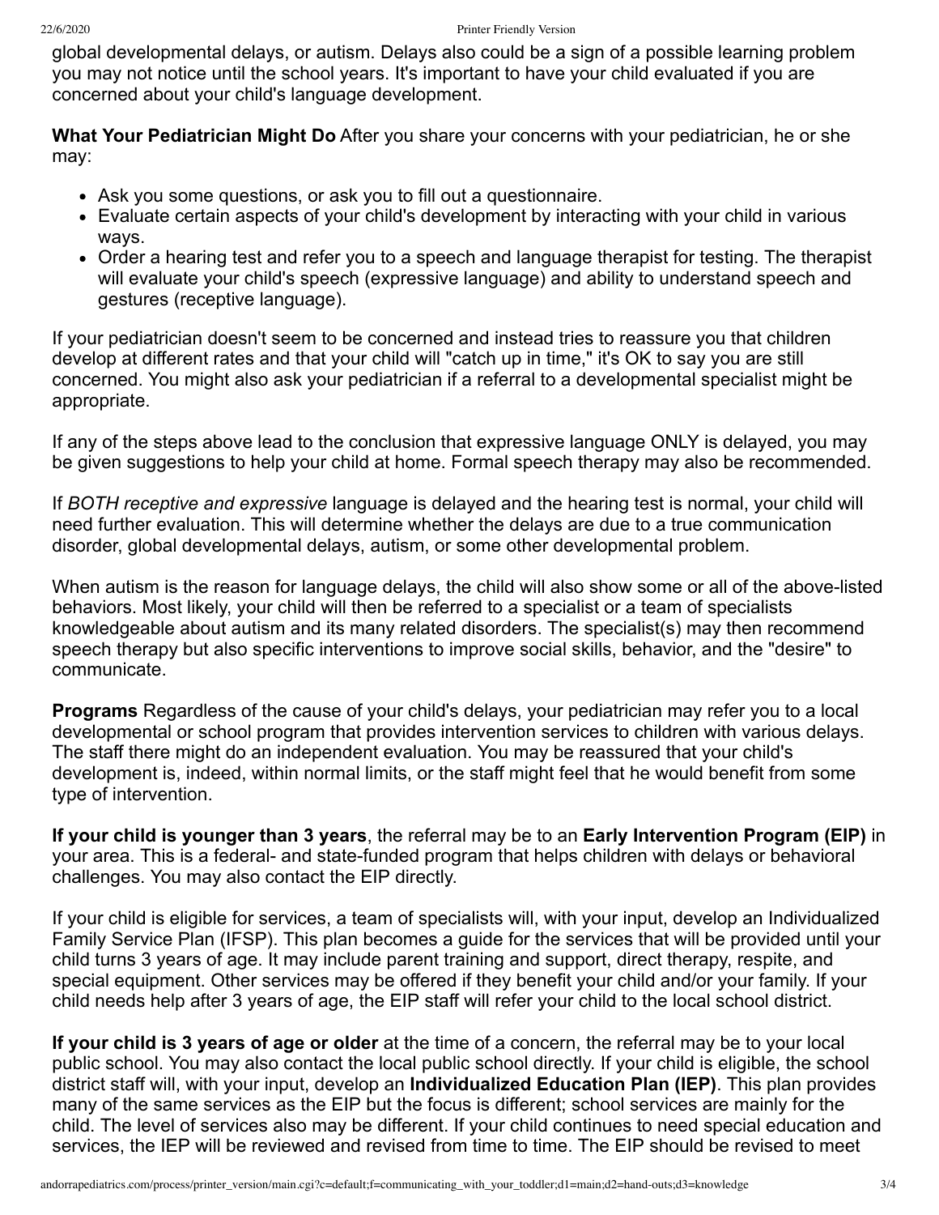global developmental delays, or autism. Delays also could be a sign of a possible learning problem you may not notice until the school years. It's important to have your child evaluated if you are concerned about your child's language development.

**What Your Pediatrician Might Do** After you share your concerns with your pediatrician, he or she may:

- Ask you some questions, or ask you to fill out a questionnaire.
- Evaluate certain aspects of your child's development by interacting with your child in various ways.
- Order a hearing test and refer you to a speech and language therapist for testing. The therapist will evaluate your child's speech (expressive language) and ability to understand speech and gestures (receptive language).

If your pediatrician doesn't seem to be concerned and instead tries to reassure you that children develop at different rates and that your child will "catch up in time," it's OK to say you are still concerned. You might also ask your pediatrician if a referral to a developmental specialist might be appropriate.

If any of the steps above lead to the conclusion that expressive language ONLY is delayed, you may be given suggestions to help your child at home. Formal speech therapy may also be recommended.

If *BOTH receptive and expressive* language is delayed and the hearing test is normal, your child will need further evaluation. This will determine whether the delays are due to a true communication disorder, global developmental delays, autism, or some other developmental problem.

When autism is the reason for language delays, the child will also show some or all of the above-listed behaviors. Most likely, your child will then be referred to a specialist or a team of specialists knowledgeable about autism and its many related disorders. The specialist(s) may then recommend speech therapy but also specific interventions to improve social skills, behavior, and the "desire" to communicate.

**Programs** Regardless of the cause of your child's delays, your pediatrician may refer you to a local developmental or school program that provides intervention services to children with various delays. The staff there might do an independent evaluation. You may be reassured that your child's development is, indeed, within normal limits, or the staff might feel that he would benefit from some type of intervention.

**If your child is younger than 3 years**, the referral may be to an **Early Intervention Program (EIP)** in your area. This is a federal- and state-funded program that helps children with delays or behavioral challenges. You may also contact the EIP directly.

If your child is eligible for services, a team of specialists will, with your input, develop an Individualized Family Service Plan (IFSP). This plan becomes a guide for the services that will be provided until your child turns 3 years of age. It may include parent training and support, direct therapy, respite, and special equipment. Other services may be offered if they benefit your child and/or your family. If your child needs help after 3 years of age, the EIP staff will refer your child to the local school district.

**If your child is 3 years of age or older** at the time of a concern, the referral may be to your local public school. You may also contact the local public school directly. If your child is eligible, the school district staff will, with your input, develop an **Individualized Education Plan (IEP)**. This plan provides many of the same services as the EIP but the focus is different; school services are mainly for the child. The level of services also may be different. If your child continues to need special education and services, the IEP will be reviewed and revised from time to time. The EIP should be revised to meet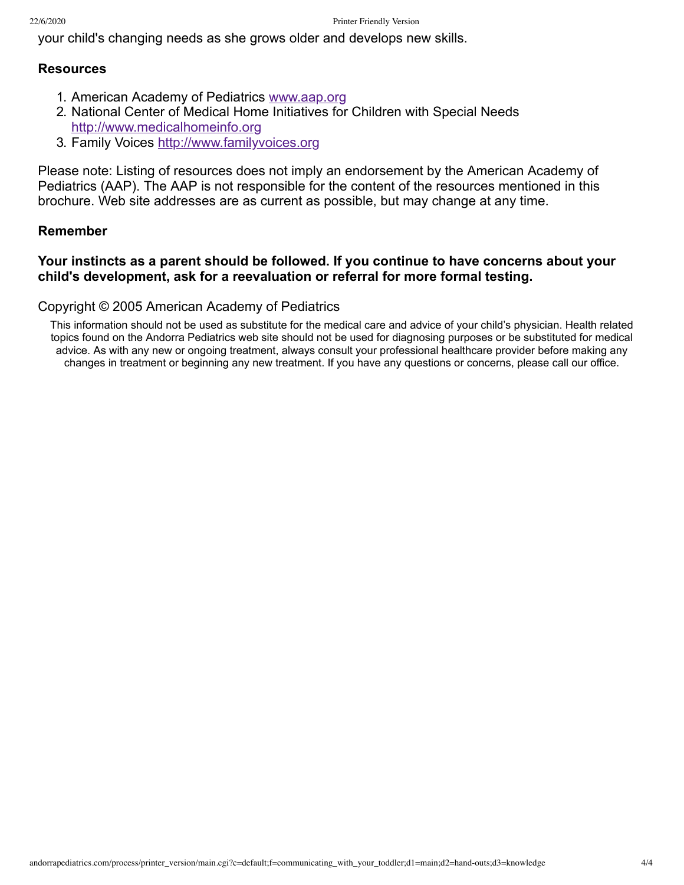your child's changing needs as she grows older and develops new skills.

## Resources

1. American Academy of Pediatrics www.aap.org
2. National Center of Medical Home Initiatives for Children with Special Needs http://www.medicalhomeinfo.org
3. Family Voices http://www.familyvoices.org

Please note: Listing of resources does not imply an endorsement by the American Academy of Pediatrics (AAP). The AAP is not responsible for the content of the resources mentioned in this brochure. Web site addresses are as current as possible, but may change at any time.

## Remember

**Your instincts as a parent should be followed. If you continue to have concerns about your child's development, ask for a reevaluation or referral for more formal testing.**

Copyright © 2005 American Academy of Pediatrics

This information should not be used as substitute for the medical care and advice of your child's physician. Health related topics found on the Andorra Pediatrics web site should not be used for diagnosing purposes or be substituted for medical advice. As with any new or ongoing treatment, always consult your professional healthcare provider before making any changes in treatment or beginning any new treatment. If you have any questions or concerns, please call our office.